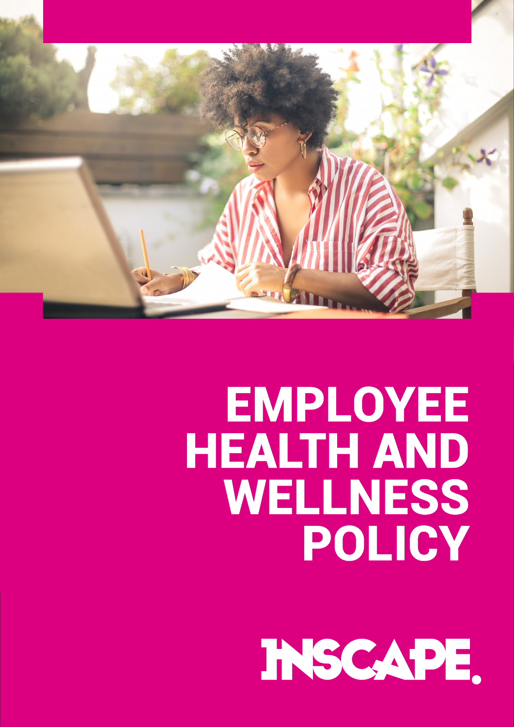# EMPLOYEE HEALTH AND WELLNESS POLICY

INSCAPE.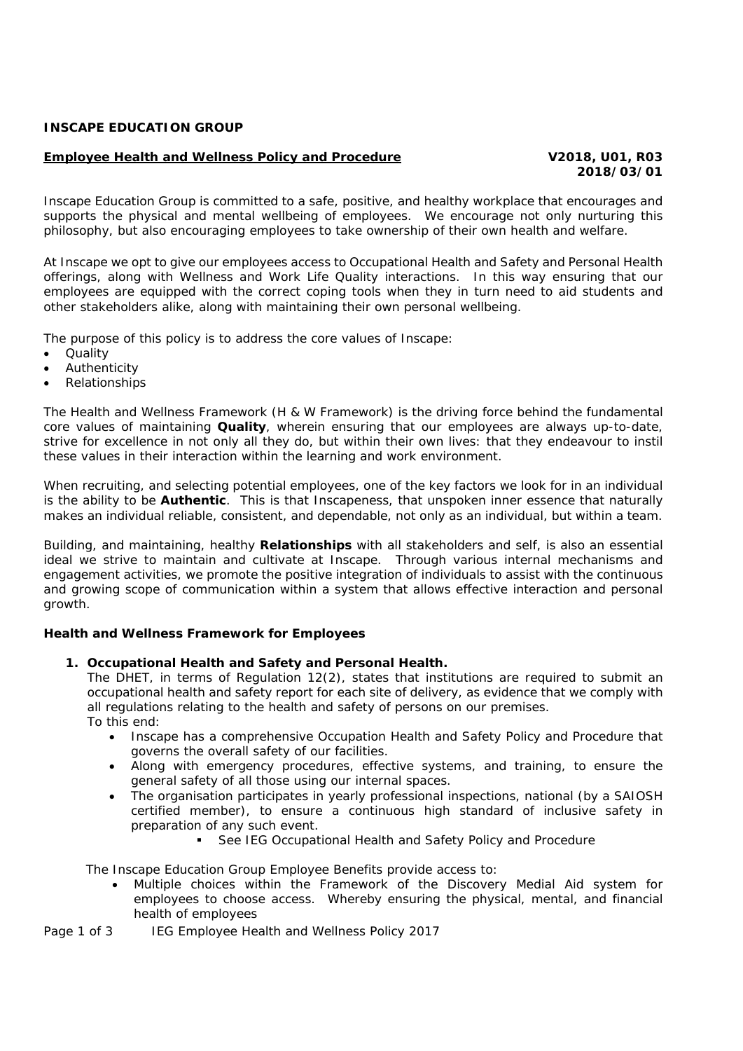**INSCAPE EDUCATION GROUP**

**Employee Health and Wellness Policy and Procedure** **V2018, U01, R03**
**2018/03/01**

Inscape Education Group is committed to a safe, positive, and healthy workplace that encourages and supports the physical and mental wellbeing of employees. We encourage not only nurturing this philosophy, but also encouraging employees to take ownership of their own health and welfare.

At Inscape we opt to give our employees access to Occupational Health and Safety and Personal Health offerings, along with Wellness and Work Life Quality interactions. In this way ensuring that our employees are equipped with the correct coping tools when they in turn need to aid students and other stakeholders alike, along with maintaining their own personal wellbeing.

The purpose of this policy is to address the core values of Inscape:

- Quality
- Authenticity
- Relationships

The Health and Wellness Framework (H & W Framework) is the driving force behind the fundamental core values of maintaining **Quality**, wherein ensuring that our employees are always up-to-date, strive for excellence in not only all they do, but within their own lives: that they endeavour to instil these values in their interaction within the learning and work environment.

When recruiting, and selecting potential employees, one of the key factors we look for in an individual is the ability to be **Authentic**. This is that Inscapeness, that unspoken inner essence that naturally makes an individual reliable, consistent, and dependable, not only as an individual, but within a team.

Building, and maintaining, healthy **Relationships** with all stakeholders and self, is also an essential ideal we strive to maintain and cultivate at Inscape. Through various internal mechanisms and engagement activities, we promote the positive integration of individuals to assist with the continuous and growing scope of communication within a system that allows effective interaction and personal growth.

**Health and Wellness Framework for Employees**

1. **Occupational Health and Safety and Personal Health.**
   The DHET, in terms of Regulation 12(2), states that institutions are required to submit an occupational health and safety report for each site of delivery, as evidence that we comply with all regulations relating to the health and safety of persons on our premises.
   To this end:
   - Inscape has a comprehensive Occupation Health and Safety Policy and Procedure that governs the overall safety of our facilities.
   - Along with emergency procedures, effective systems, and training, to ensure the general safety of all those using our internal spaces.
   - The organisation participates in yearly professional inspections, national (by a SAIOSH certified member), to ensure a continuous high standard of inclusive safety in preparation of any such event.
     - See IEG Occupational Health and Safety Policy and Procedure

   The Inscape Education Group Employee Benefits provide access to:
   - Multiple choices within the Framework of the Discovery Medial Aid system for employees to choose access. Whereby ensuring the physical, mental, and financial health of employees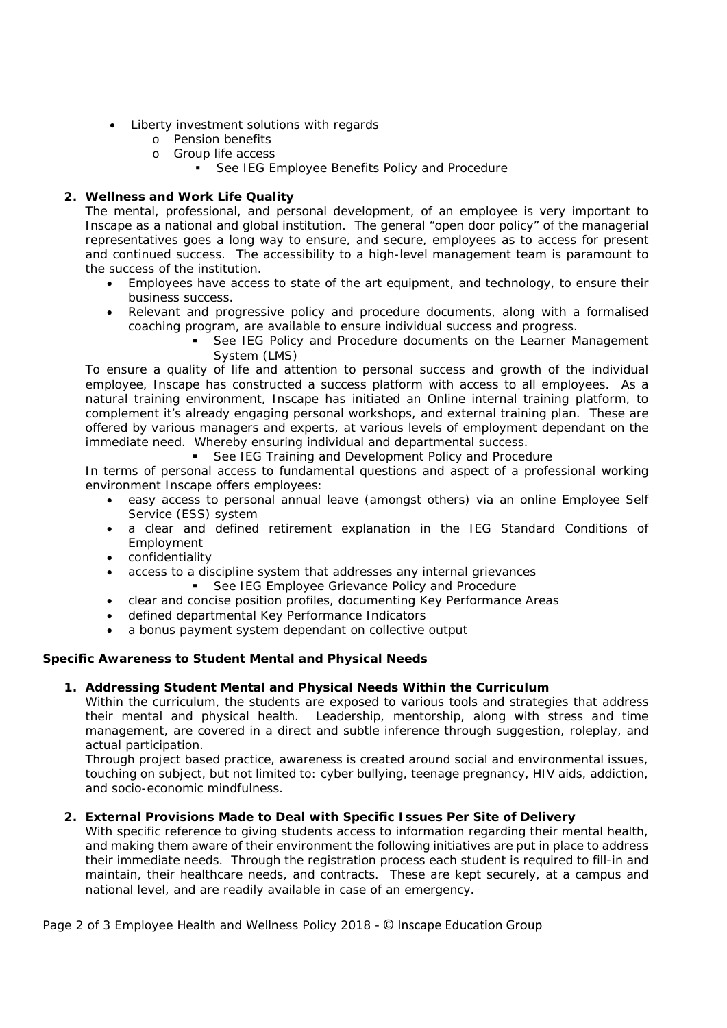- Liberty investment solutions with regards
  - Pension benefits
  - Group life access
    - See IEG Employee Benefits Policy and Procedure

**2. Wellness and Work Life Quality**

The mental, professional, and personal development, of an employee is very important to Inscape as a national and global institution. The general "open door policy" of the managerial representatives goes a long way to ensure, and secure, employees as to access for present and continued success. The accessibility to a high-level management team is paramount to the success of the institution.

- Employees have access to state of the art equipment, and technology, to ensure their business success.
- Relevant and progressive policy and procedure documents, along with a formalised coaching program, are available to ensure individual success and progress.
  - See IEG Policy and Procedure documents on the Learner Management System (LMS)

To ensure a quality of life and attention to personal success and growth of the individual employee, Inscape has constructed a success platform with access to all employees. As a natural training environment, Inscape has initiated an Online internal training platform, to complement it's already engaging personal workshops, and external training plan. These are offered by various managers and experts, at various levels of employment dependant on the immediate need. Whereby ensuring individual and departmental success.

- See IEG Training and Development Policy and Procedure

In terms of personal access to fundamental questions and aspect of a professional working environment Inscape offers employees:

- easy access to personal annual leave (amongst others) via an online Employee Self Service (ESS) system
- a clear and defined retirement explanation in the IEG Standard Conditions of Employment
- confidentiality
- access to a discipline system that addresses any internal grievances
  - See IEG Employee Grievance Policy and Procedure
- clear and concise position profiles, documenting Key Performance Areas
- defined departmental Key Performance Indicators
- a bonus payment system dependant on collective output

**Specific Awareness to Student Mental and Physical Needs**

**1. Addressing Student Mental and Physical Needs Within the Curriculum**

Within the curriculum, the students are exposed to various tools and strategies that address their mental and physical health. Leadership, mentorship, along with stress and time management, are covered in a direct and subtle inference through suggestion, roleplay, and actual participation.

Through project based practice, awareness is created around social and environmental issues, touching on subject, but not limited to: cyber bullying, teenage pregnancy, HIV aids, addiction, and socio-economic mindfulness.

**2. External Provisions Made to Deal with Specific Issues Per Site of Delivery**

With specific reference to giving students access to information regarding their mental health, and making them aware of their environment the following initiatives are put in place to address their immediate needs. Through the registration process each student is required to fill-in and maintain, their healthcare needs, and contracts. These are kept securely, at a campus and national level, and are readily available in case of an emergency.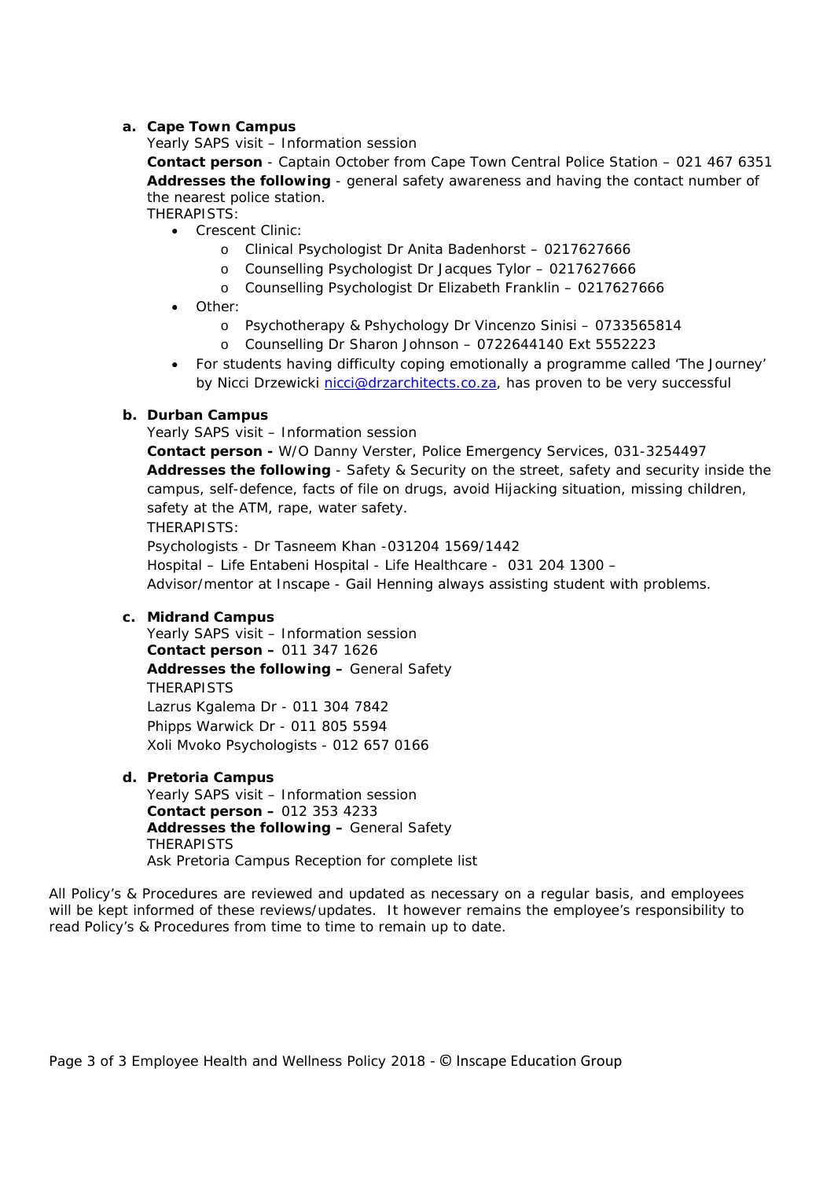a. **Cape Town Campus**
   Yearly SAPS visit – Information session
   **Contact person** - Captain October from Cape Town Central Police Station – 021 467 6351
   **Addresses the following** - general safety awareness and having the contact number of the nearest police station.
   THERAPISTS:
   - Crescent Clinic:
     - Clinical Psychologist Dr Anita Badenhorst – 0217627666
     - Counselling Psychologist Dr Jacques Tylor – 0217627666
     - Counselling Psychologist Dr Elizabeth Franklin – 0217627666
   - Other:
     - Psychotherapy & Pshychology Dr Vincenzo Sinisi – 0733565814
     - Counselling Dr Sharon Johnson – 0722644140 Ext 5552223
   - For students having difficulty coping emotionally a programme called 'The Journey' by Nicci Drzewicki nicci@drzarchitects.co.za, has proven to be very successful

b. **Durban Campus**
   Yearly SAPS visit – Information session
   **Contact person -** W/O Danny Verster, Police Emergency Services, 031-3254497
   **Addresses the following** - Safety & Security on the street, safety and security inside the campus, self-defence, facts of file on drugs, avoid Hijacking situation, missing children, safety at the ATM, rape, water safety.
   THERAPISTS:
   Psychologists - Dr Tasneem Khan -031204 1569/1442
   Hospital – Life Entabeni Hospital - Life Healthcare - 031 204 1300 –
   Advisor/mentor at Inscape - Gail Henning always assisting student with problems.

c. **Midrand Campus**
   Yearly SAPS visit – Information session
   **Contact person –** 011 347 1626
   **Addresses the following –** General Safety
   THERAPISTS
   Lazrus Kgalema Dr - 011 304 7842
   Phipps Warwick Dr - 011 805 5594
   Xoli Mvoko Psychologists - 012 657 0166

d. **Pretoria Campus**
   Yearly SAPS visit – Information session
   **Contact person –** 012 353 4233
   **Addresses the following –** General Safety
   THERAPISTS
   Ask Pretoria Campus Reception for complete list

All Policy's & Procedures are reviewed and updated as necessary on a regular basis, and employees will be kept informed of these reviews/updates. It however remains the employee's responsibility to read Policy's & Procedures from time to time to remain up to date.